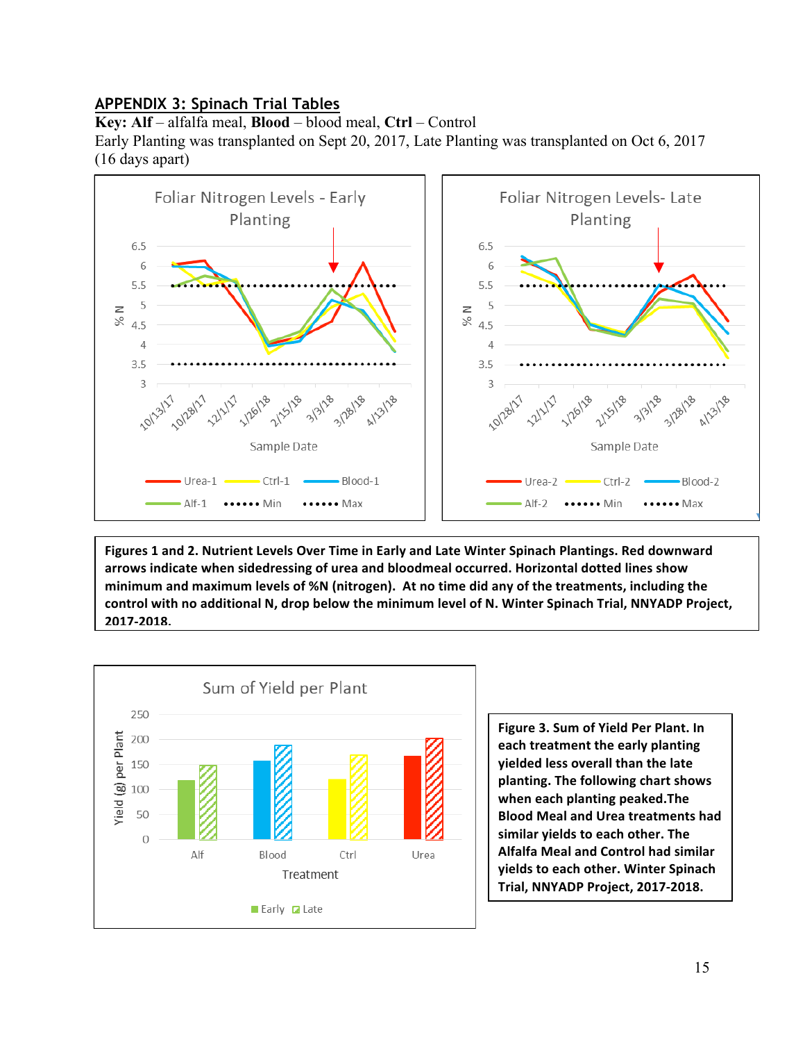## APPENDIX 3: Spinach Trial Tables

**Key: Alf** – alfalfa meal, **Blood** – blood meal, **Ctrl** – Control

Early Planting was transplanted on Sept 20, 2017, Late Planting was transplanted on Oct 6, 2017 (16 days apart)

**Figures 1 and 2. Nutrient Levels Over Time in Early and Late Winter Spinach Plantings. Red downward arrows indicate when sidedressing of urea and bloodmeal occurred. Horizontal dotted lines show minimum and maximum levels of %N (nitrogen). At no time did any of the treatments, including the control with no additional N, drop below the minimum level of N. Winter Spinach Trial, NNYADP Project, 2017-2018.**

**Figure 3. Sum of Yield Per Plant. In each treatment the early planting yielded less overall than the late planting. The following chart shows when each planting peaked.The Blood Meal and Urea treatments had similar yields to each other. The Alfalfa Meal and Control had similar yields to each other. Winter Spinach Trial, NNYADP Project, 2017-2018.**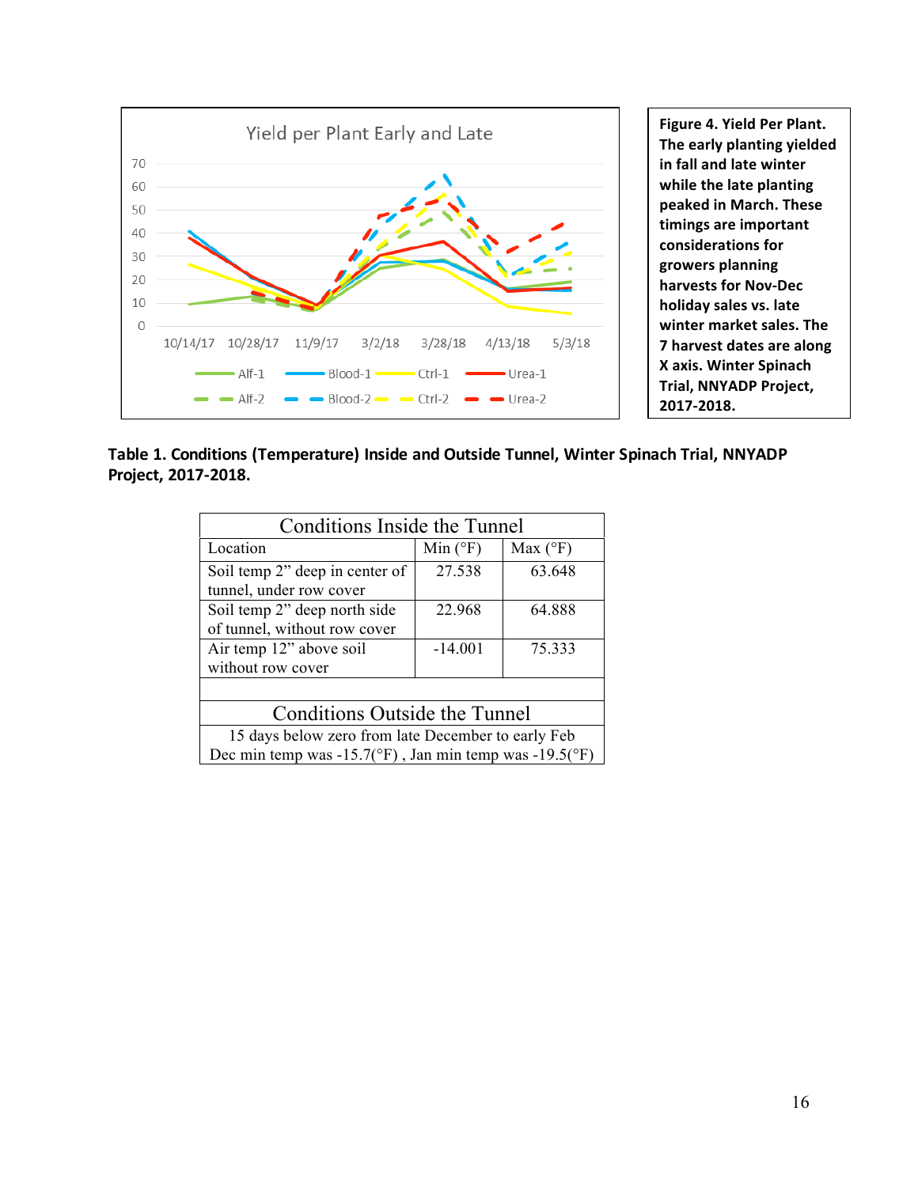Yield per Plant Early and Late

70
60
50
40
30
20
10
0

10/14/17 10/28/17 11/9/17 3/2/18 3/28/18 4/13/18 5/3/18

Alf-1 Blood-1 Ctrl-1 Urea-1
Alf-2 Blood-2 Ctrl-2 Urea-2

**Figure 4. Yield Per Plant. The early planting yielded in fall and late winter while the late planting peaked in March. These timings are important considerations for growers planning harvests for Nov-Dec holiday sales vs. late winter market sales. The 7 harvest dates are along X axis. Winter Spinach Trial, NNYADP Project, 2017-2018.**

**Table 1. Conditions (Temperature) Inside and Outside Tunnel, Winter Spinach Trial, NNYADP Project, 2017-2018.**

| Conditions Inside the Tunnel | | |
|---|---|---|
| Location | Min (°F) | Max (°F) |
| Soil temp 2" deep in center of tunnel, under row cover | 27.538 | 63.648 |
| Soil temp 2" deep north side of tunnel, without row cover | 22.968 | 64.888 |
| Air temp 12" above soil without row cover | -14.001 | 75.333 |
| | | |
| Conditions Outside the Tunnel | | |
| 15 days below zero from late December to early Feb Dec min temp was -15.7(°F) , Jan min temp was -19.5(°F) | | |